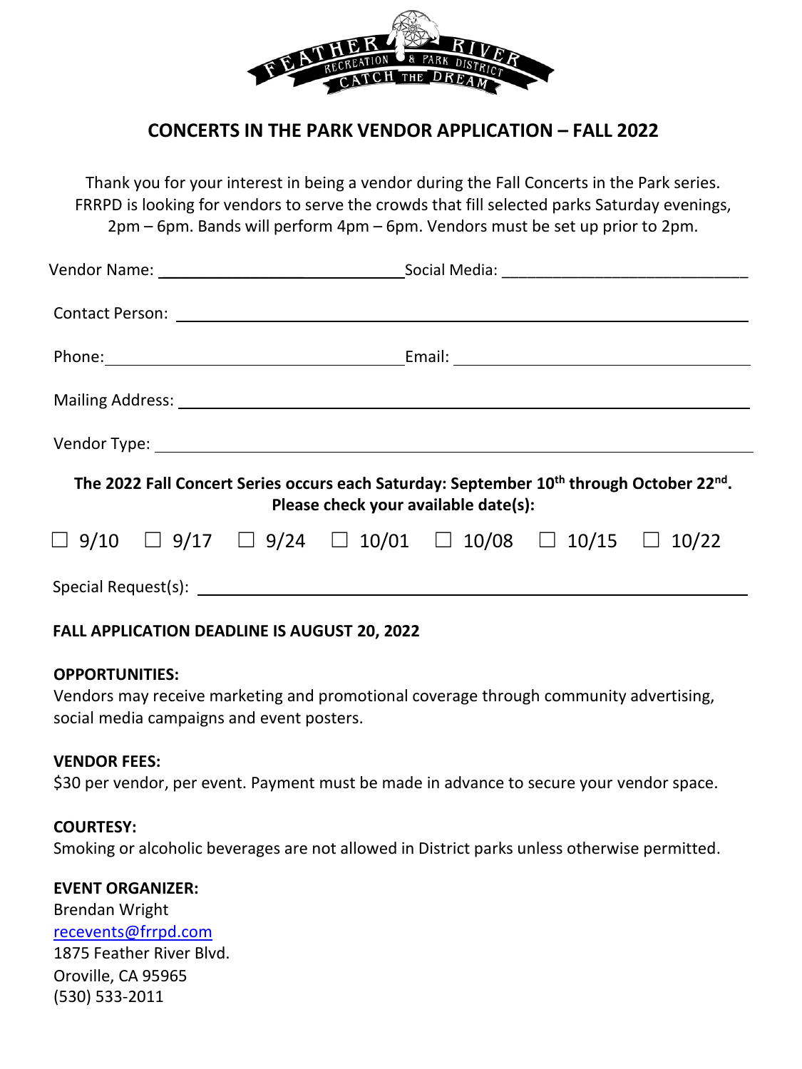# CONCERTS IN THE PARK VENDOR APPLICATION – FALL 2022

Thank you for your interest in being a vendor during the Fall Concerts in the Park series. FRRPD is looking for vendors to serve the crowds that fill selected parks Saturday evenings, 2pm – 6pm. Bands will perform 4pm – 6pm. Vendors must be set up prior to 2pm.

Vendor Name: ______________________________ Social Media: ______________________________

Contact Person: ____________________________________________________________

Phone: ______________________________ Email: ______________________________

Mailing Address: ____________________________________________________________

Vendor Type: ____________________________________________________________

**The 2022 Fall Concert Series occurs each Saturday: September 10th through October 22nd. Please check your available date(s):**

☐ 9/10 ☐ 9/17 ☐ 9/24 ☐ 10/01 ☐ 10/08 ☐ 10/15 ☐ 10/22

Special Request(s): ____________________________________________________________

**FALL APPLICATION DEADLINE IS AUGUST 20, 2022**

**OPPORTUNITIES:**
Vendors may receive marketing and promotional coverage through community advertising, social media campaigns and event posters.

**VENDOR FEES:**
$30 per vendor, per event. Payment must be made in advance to secure your vendor space.

**COURTESY:**
Smoking or alcoholic beverages are not allowed in District parks unless otherwise permitted.

**EVENT ORGANIZER:**
Brendan Wright
recevents@frrpd.com
1875 Feather River Blvd.
Oroville, CA 95965
(530) 533-2011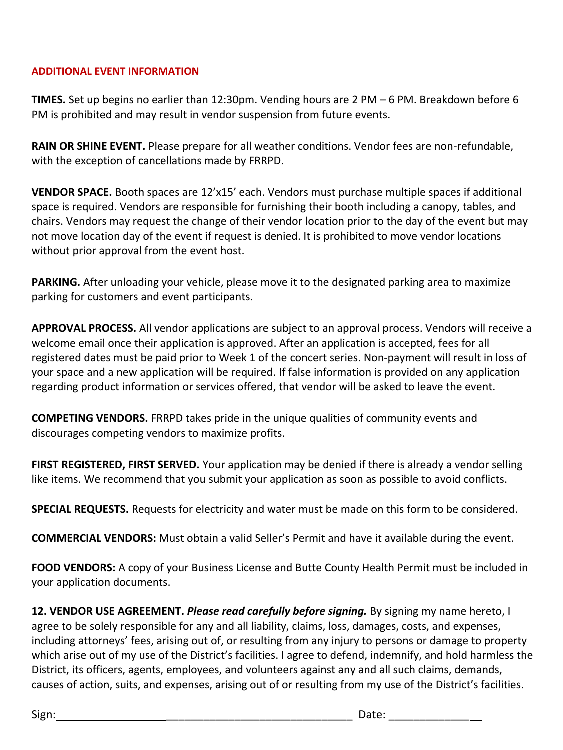## ADDITIONAL EVENT INFORMATION

**TIMES.** Set up begins no earlier than 12:30pm. Vending hours are 2 PM – 6 PM. Breakdown before 6 PM is prohibited and may result in vendor suspension from future events.

**RAIN OR SHINE EVENT.** Please prepare for all weather conditions. Vendor fees are non-refundable, with the exception of cancellations made by FRRPD.

**VENDOR SPACE.** Booth spaces are 12'x15' each. Vendors must purchase multiple spaces if additional space is required. Vendors are responsible for furnishing their booth including a canopy, tables, and chairs. Vendors may request the change of their vendor location prior to the day of the event but may not move location day of the event if request is denied. It is prohibited to move vendor locations without prior approval from the event host.

**PARKING.** After unloading your vehicle, please move it to the designated parking area to maximize parking for customers and event participants.

**APPROVAL PROCESS.** All vendor applications are subject to an approval process. Vendors will receive a welcome email once their application is approved. After an application is accepted, fees for all registered dates must be paid prior to Week 1 of the concert series. Non-payment will result in loss of your space and a new application will be required. If false information is provided on any application regarding product information or services offered, that vendor will be asked to leave the event.

**COMPETING VENDORS.** FRRPD takes pride in the unique qualities of community events and discourages competing vendors to maximize profits.

**FIRST REGISTERED, FIRST SERVED.** Your application may be denied if there is already a vendor selling like items. We recommend that you submit your application as soon as possible to avoid conflicts.

**SPECIAL REQUESTS.** Requests for electricity and water must be made on this form to be considered.

**COMMERCIAL VENDORS:** Must obtain a valid Seller's Permit and have it available during the event.

**FOOD VENDORS:** A copy of your Business License and Butte County Health Permit must be included in your application documents.

**12. VENDOR USE AGREEMENT.** ***Please read carefully before signing.*** By signing my name hereto, I agree to be solely responsible for any and all liability, claims, loss, damages, costs, and expenses, including attorneys' fees, arising out of, or resulting from any injury to persons or damage to property which arise out of my use of the District's facilities. I agree to defend, indemnify, and hold harmless the District, its officers, agents, employees, and volunteers against any and all such claims, demands, causes of action, suits, and expenses, arising out of or resulting from my use of the District's facilities.

Sign:______________________________________________ Date: _______________